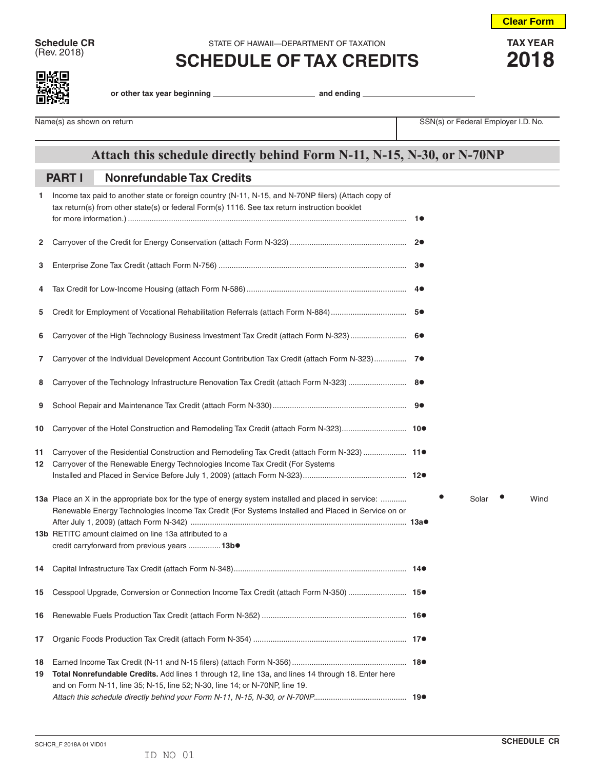Clear Form

**Schedule CR**
(Rev. 2018)

STATE OF HAWAII—DEPARTMENT OF TAXATION

# SCHEDULE OF TAX CREDITS

**TAX YEAR**
**2018**

**or other tax year beginning** ______________________ **and ending** ______________________

| Name(s) as shown on return | SSN(s) or Federal Employer I.D. No. |
|---|---|
| | |

## Attach this schedule directly behind Form N-11, N-15, N-30, or N-70NP

## PART I Nonrefundable Tax Credits

1 Income tax paid to another state or foreign country (N-11, N-15, and N-70NP filers) (Attach copy of tax return(s) from other state(s) or federal Form(s) 1116. See tax return instruction booklet for more information.) ........ 1●

2 Carryover of the Credit for Energy Conservation (attach Form N-323) ........ 2●

3 Enterprise Zone Tax Credit (attach Form N-756) ........ 3●

4 Tax Credit for Low-Income Housing (attach Form N-586) ........ 4●

5 Credit for Employment of Vocational Rehabilitation Referrals (attach Form N-884) ........ 5●

6 Carryover of the High Technology Business Investment Tax Credit (attach Form N-323) ........ 6●

7 Carryover of the Individual Development Account Contribution Tax Credit (attach Form N-323) ........ 7●

8 Carryover of the Technology Infrastructure Renovation Tax Credit (attach Form N-323) ........ 8●

9 School Repair and Maintenance Tax Credit (attach Form N-330) ........ 9●

10 Carryover of the Hotel Construction and Remodeling Tax Credit (attach Form N-323) ........ 10●

11 Carryover of the Residential Construction and Remodeling Tax Credit (attach Form N-323) ........ 11●

12 Carryover of the Renewable Energy Technologies Income Tax Credit (For Systems Installed and Placed in Service Before July 1, 2009) (attach Form N-323) ........ 12●

13a Place an X in the appropriate box for the type of energy system installed and placed in service: ........ ● Solar ● Wind
Renewable Energy Technologies Income Tax Credit (For Systems Installed and Placed in Service on or After July 1, 2009) (attach Form N-342) ........ 13a●

13b RETITC amount claimed on line 13a attributed to a credit carryforward from previous years ........ 13b●

14 Capital Infrastructure Tax Credit (attach Form N-348) ........ 14●

15 Cesspool Upgrade, Conversion or Connection Income Tax Credit (attach Form N-350) ........ 15●

16 Renewable Fuels Production Tax Credit (attach Form N-352) ........ 16●

17 Organic Foods Production Tax Credit (attach Form N-354) ........ 17●

18 Earned Income Tax Credit (N-11 and N-15 filers) (attach Form N-356) ........ 18●

19 **Total Nonrefundable Credits.** Add lines 1 through 12, line 13a, and lines 14 through 18. Enter here and on Form N-11, line 35; N-15, line 52; N-30, line 14; or N-70NP, line 19.
*Attach this schedule directly behind your Form N-11, N-15, N-30, or N-70NP* ........ 19●

SCHCR_F 2018A 01 VID01

ID NO 01

SCHEDULE CR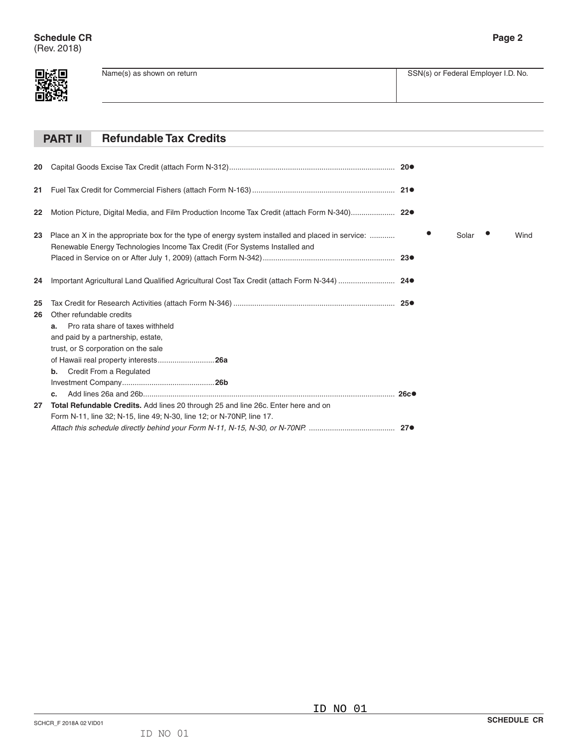**Schedule CR**
(Rev. 2018)

| Name(s) as shown on return | SSN(s) or Federal Employer I.D. No. |
|---|---|
| | |

## PART II Refundable Tax Credits

20 Capital Goods Excise Tax Credit (attach Form N-312) .......... 20●

21 Fuel Tax Credit for Commercial Fishers (attach Form N-163) .......... 21●

22 Motion Picture, Digital Media, and Film Production Income Tax Credit (attach Form N-340) .......... 22●

23 Place an X in the appropriate box for the type of energy system installed and placed in service: .......... ● Solar ● Wind
Renewable Energy Technologies Income Tax Credit (For Systems Installed and Placed in Service on or After July 1, 2009) (attach Form N-342) .......... 23●

24 Important Agricultural Land Qualified Agricultural Cost Tax Credit (attach Form N-344) .......... 24●

25 Tax Credit for Research Activities (attach Form N-346) .......... 25●

26 Other refundable credits

a. Pro rata share of taxes withheld and paid by a partnership, estate, trust, or S corporation on the sale of Hawaii real property interests .......... **26a**

b. Credit From a Regulated Investment Company .......... **26b**

c. Add lines 26a and 26b .......... **26c**●

27 **Total Refundable Credits.** Add lines 20 through 25 and line 26c. Enter here and on Form N-11, line 32; N-15, line 49; N-30, line 12; or N-70NP, line 17.
*Attach this schedule directly behind your Form N-11, N-15, N-30, or N-70NP.* .......... 27●

ID NO 01

SCHCR_F 2018A 02 VID01

**SCHEDULE CR**

ID NO 01